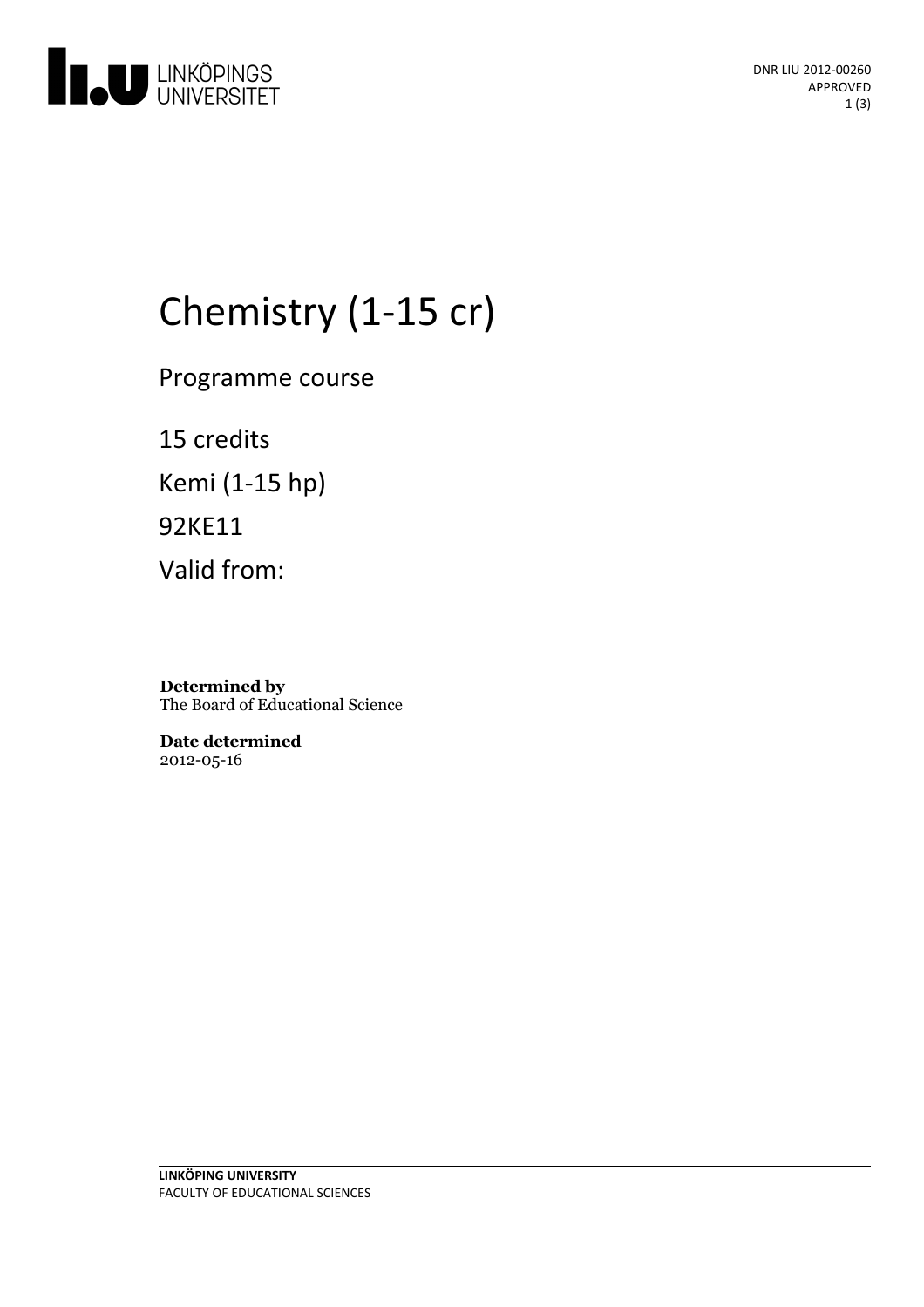DNR LIU 2012-00260
APPROVED

# Chemistry (1-15 cr)

Programme course

15 credits

Kemi (1-15 hp)

92KE11

Valid from:

**Determined by**
The Board of Educational Science

**Date determined**
2012-05-16

**LINKÖPING UNIVERSITY**
FACULTY OF EDUCATIONAL SCIENCES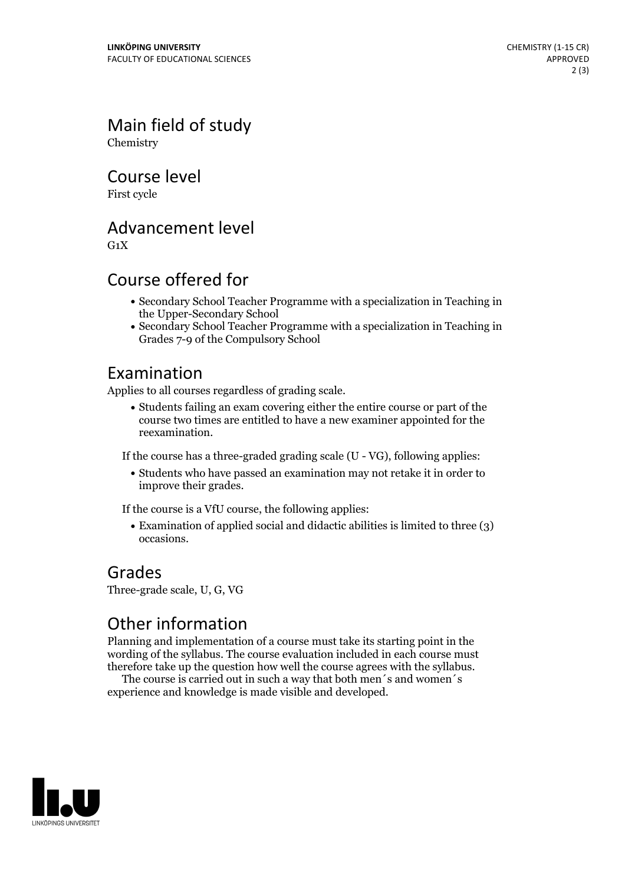## Main field of study

Chemistry

## Course level

First cycle

## Advancement level

G1X

## Course offered for

- Secondary School Teacher Programme with a specialization in Teaching in the Upper-Secondary School
- Secondary School Teacher Programme with a specialization in Teaching in Grades 7-9 of the Compulsory School

## Examination

Applies to all courses regardless of grading scale.

- Students failing an exam covering either the entire course or part of the course two times are entitled to have a new examiner appointed for the reexamination.

If the course has a three-graded grading scale (U - VG), following applies:

- Students who have passed an examination may not retake it in order to improve their grades.

If the course is a VfU course, the following applies:

- Examination of applied social and didactic abilities is limited to three (3) occasions.

## Grades

Three-grade scale, U, G, VG

## Other information

Planning and implementation of a course must take its starting point in the wording of the syllabus. The course evaluation included in each course must therefore take up the question how well the course agrees with the syllabus.

The course is carried out in such a way that both men´s and women´s experience and knowledge is made visible and developed.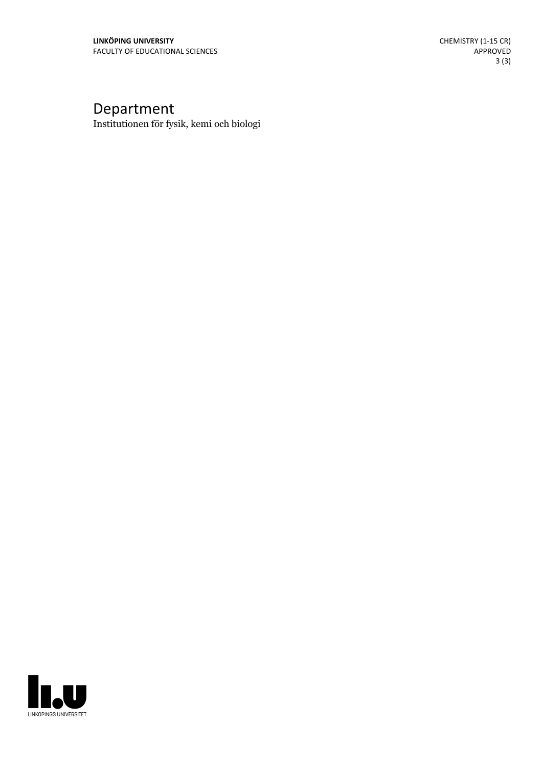# Department

Institutionen för fysik, kemi och biologi